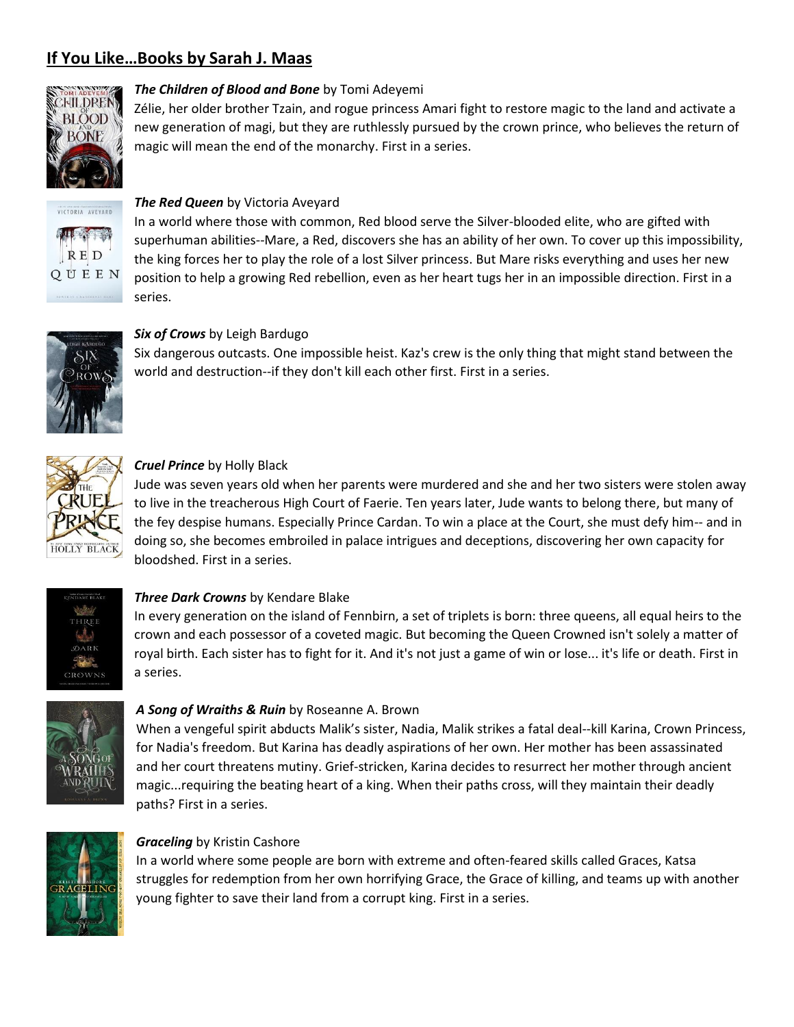# **If You Like…Books by Sarah J. Maas**

***The Children of Blood and Bone*** by Tomi Adeyemi
Zélie, her older brother Tzain, and rogue princess Amari fight to restore magic to the land and activate a new generation of magi, but they are ruthlessly pursued by the crown prince, who believes the return of magic will mean the end of the monarchy. First in a series.

***The Red Queen*** by Victoria Aveyard
In a world where those with common, Red blood serve the Silver-blooded elite, who are gifted with superhuman abilities--Mare, a Red, discovers she has an ability of her own. To cover up this impossibility, the king forces her to play the role of a lost Silver princess. But Mare risks everything and uses her new position to help a growing Red rebellion, even as her heart tugs her in an impossible direction. First in a series.

***Six of Crows*** by Leigh Bardugo
Six dangerous outcasts. One impossible heist. Kaz's crew is the only thing that might stand between the world and destruction--if they don't kill each other first. First in a series.

***Cruel Prince*** by Holly Black
Jude was seven years old when her parents were murdered and she and her two sisters were stolen away to live in the treacherous High Court of Faerie. Ten years later, Jude wants to belong there, but many of the fey despise humans. Especially Prince Cardan. To win a place at the Court, she must defy him-- and in doing so, she becomes embroiled in palace intrigues and deceptions, discovering her own capacity for bloodshed. First in a series.

***Three Dark Crowns*** by Kendare Blake
In every generation on the island of Fennbirn, a set of triplets is born: three queens, all equal heirs to the crown and each possessor of a coveted magic. But becoming the Queen Crowned isn't solely a matter of royal birth. Each sister has to fight for it. And it's not just a game of win or lose... it's life or death. First in a series.

***A Song of Wraiths & Ruin*** by Roseanne A. Brown
When a vengeful spirit abducts Malik's sister, Nadia, Malik strikes a fatal deal--kill Karina, Crown Princess, for Nadia's freedom. But Karina has deadly aspirations of her own. Her mother has been assassinated and her court threatens mutiny. Grief-stricken, Karina decides to resurrect her mother through ancient magic...requiring the beating heart of a king. When their paths cross, will they maintain their deadly paths? First in a series.

***Graceling*** by Kristin Cashore
In a world where some people are born with extreme and often-feared skills called Graces, Katsa struggles for redemption from her own horrifying Grace, the Grace of killing, and teams up with another young fighter to save their land from a corrupt king. First in a series.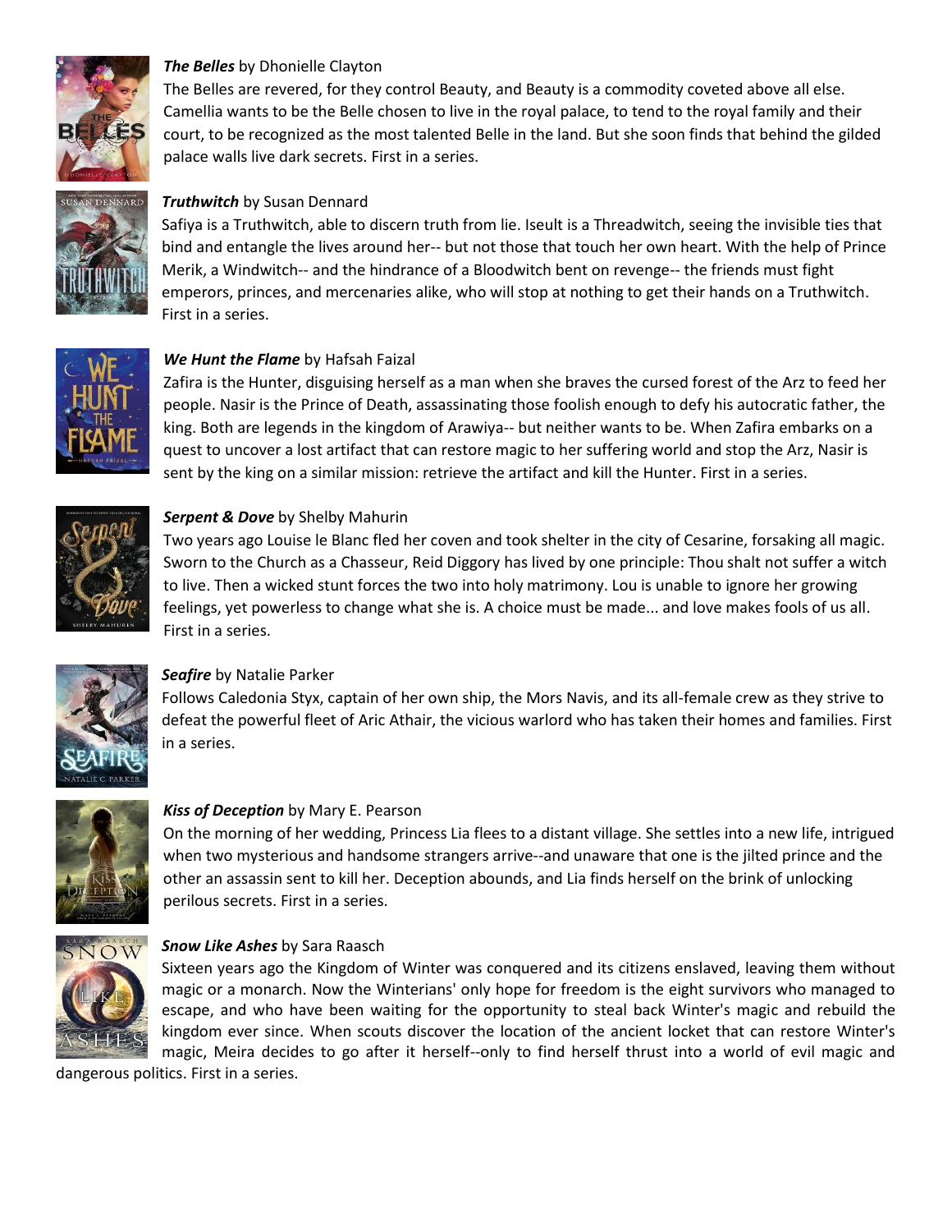***The Belles*** by Dhonielle Clayton
The Belles are revered, for they control Beauty, and Beauty is a commodity coveted above all else. Camellia wants to be the Belle chosen to live in the royal palace, to tend to the royal family and their court, to be recognized as the most talented Belle in the land. But she soon finds that behind the gilded palace walls live dark secrets. First in a series.

***Truthwitch*** by Susan Dennard
Safiya is a Truthwitch, able to discern truth from lie. Iseult is a Threadwitch, seeing the invisible ties that bind and entangle the lives around her-- but not those that touch her own heart. With the help of Prince Merik, a Windwitch-- and the hindrance of a Bloodwitch bent on revenge-- the friends must fight emperors, princes, and mercenaries alike, who will stop at nothing to get their hands on a Truthwitch. First in a series.

***We Hunt the Flame*** by Hafsah Faizal
Zafira is the Hunter, disguising herself as a man when she braves the cursed forest of the Arz to feed her people. Nasir is the Prince of Death, assassinating those foolish enough to defy his autocratic father, the king. Both are legends in the kingdom of Arawiya-- but neither wants to be. When Zafira embarks on a quest to uncover a lost artifact that can restore magic to her suffering world and stop the Arz, Nasir is sent by the king on a similar mission: retrieve the artifact and kill the Hunter. First in a series.

***Serpent & Dove*** by Shelby Mahurin
Two years ago Louise le Blanc fled her coven and took shelter in the city of Cesarine, forsaking all magic. Sworn to the Church as a Chasseur, Reid Diggory has lived by one principle: Thou shalt not suffer a witch to live. Then a wicked stunt forces the two into holy matrimony. Lou is unable to ignore her growing feelings, yet powerless to change what she is. A choice must be made... and love makes fools of us all. First in a series.

***Seafire*** by Natalie Parker
Follows Caledonia Styx, captain of her own ship, the Mors Navis, and its all-female crew as they strive to defeat the powerful fleet of Aric Athair, the vicious warlord who has taken their homes and families. First in a series.

***Kiss of Deception*** by Mary E. Pearson
On the morning of her wedding, Princess Lia flees to a distant village. She settles into a new life, intrigued when two mysterious and handsome strangers arrive--and unaware that one is the jilted prince and the other an assassin sent to kill her. Deception abounds, and Lia finds herself on the brink of unlocking perilous secrets. First in a series.

***Snow Like Ashes*** by Sara Raasch
Sixteen years ago the Kingdom of Winter was conquered and its citizens enslaved, leaving them without magic or a monarch. Now the Winterians' only hope for freedom is the eight survivors who managed to escape, and who have been waiting for the opportunity to steal back Winter's magic and rebuild the kingdom ever since. When scouts discover the location of the ancient locket that can restore Winter's magic, Meira decides to go after it herself--only to find herself thrust into a world of evil magic and dangerous politics. First in a series.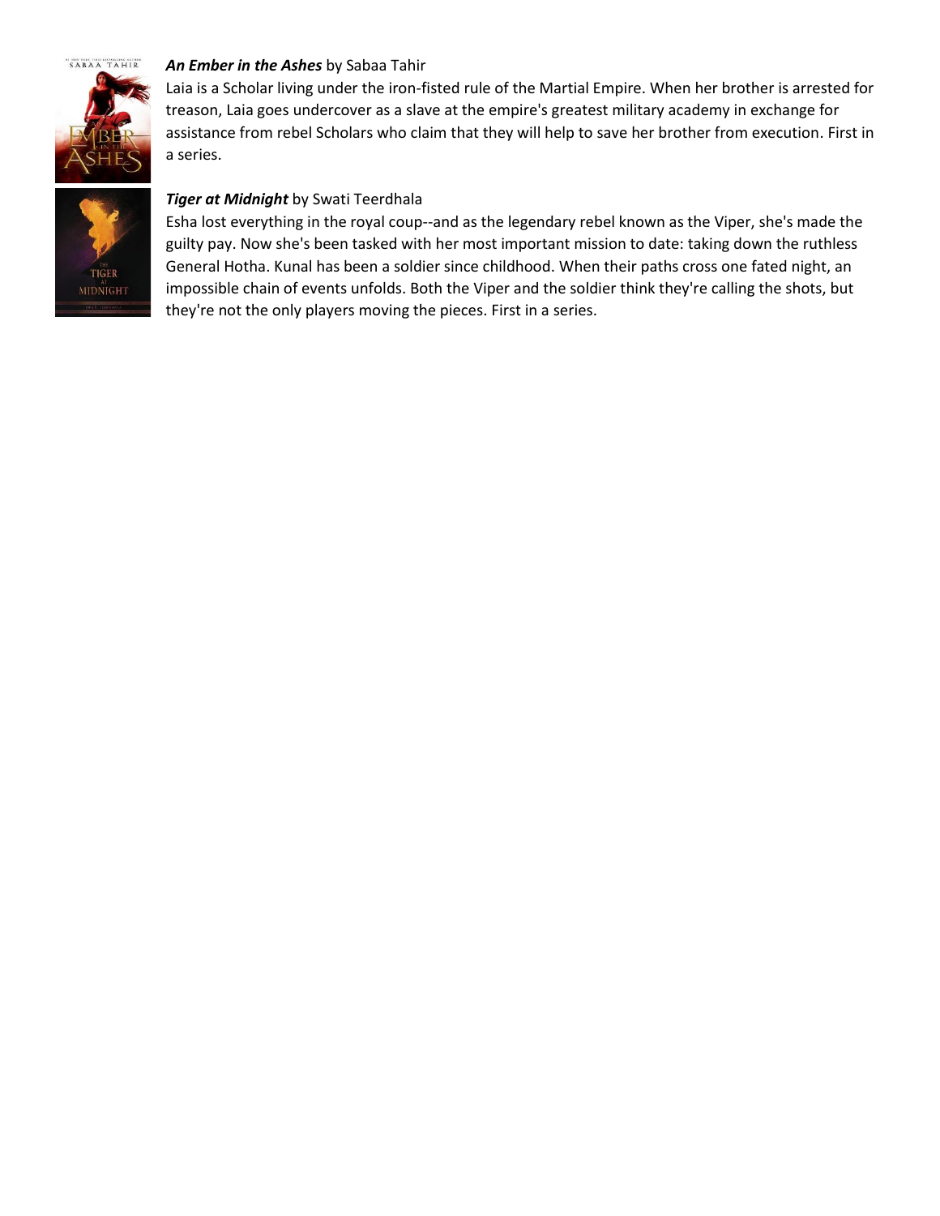***An Ember in the Ashes*** by Sabaa Tahir
Laia is a Scholar living under the iron-fisted rule of the Martial Empire. When her brother is arrested for treason, Laia goes undercover as a slave at the empire's greatest military academy in exchange for assistance from rebel Scholars who claim that they will help to save her brother from execution. First in a series.

***Tiger at Midnight*** by Swati Teerdhala
Esha lost everything in the royal coup--and as the legendary rebel known as the Viper, she's made the guilty pay. Now she's been tasked with her most important mission to date: taking down the ruthless General Hotha. Kunal has been a soldier since childhood. When their paths cross one fated night, an impossible chain of events unfolds. Both the Viper and the soldier think they're calling the shots, but they're not the only players moving the pieces. First in a series.